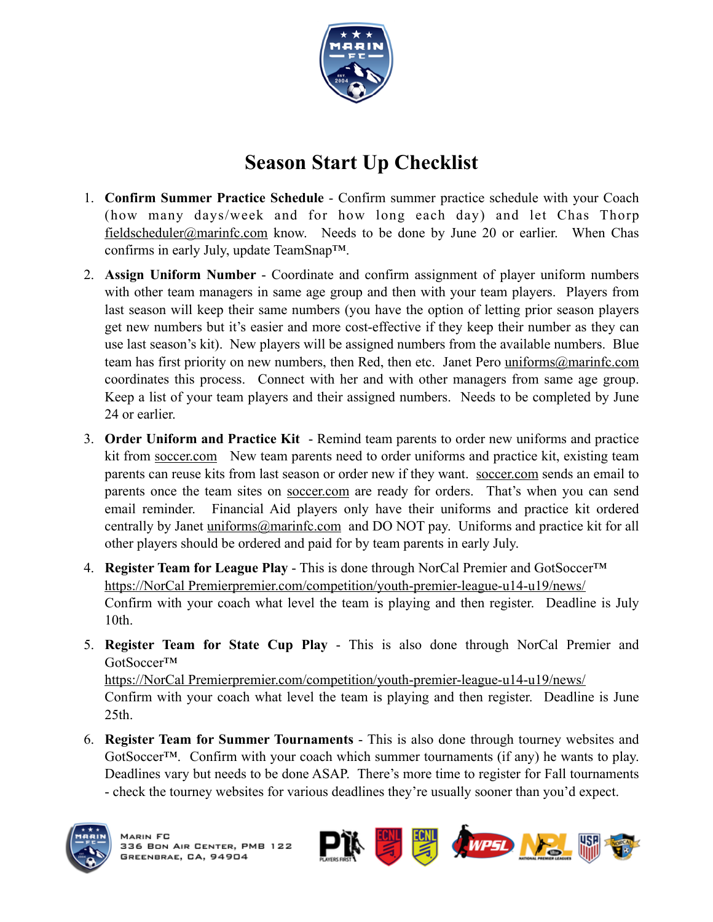# Season Start Up Checklist

1. **Confirm Summer Practice Schedule** - Confirm summer practice schedule with your Coach (how many days/week and for how long each day) and let Chas Thorp fieldscheduler@marinfc.com know. Needs to be done by June 20 or earlier. When Chas confirms in early July, update TeamSnap™.

2. **Assign Uniform Number** - Coordinate and confirm assignment of player uniform numbers with other team managers in same age group and then with your team players. Players from last season will keep their same numbers (you have the option of letting prior season players get new numbers but it's easier and more cost-effective if they keep their number as they can use last season's kit). New players will be assigned numbers from the available numbers. Blue team has first priority on new numbers, then Red, then etc. Janet Pero uniforms@marinfc.com coordinates this process. Connect with her and with other managers from same age group. Keep a list of your team players and their assigned numbers. Needs to be completed by June 24 or earlier.

3. **Order Uniform and Practice Kit** - Remind team parents to order new uniforms and practice kit from soccer.com New team parents need to order uniforms and practice kit, existing team parents can reuse kits from last season or order new if they want. soccer.com sends an email to parents once the team sites on soccer.com are ready for orders. That's when you can send email reminder. Financial Aid players only have their uniforms and practice kit ordered centrally by Janet uniforms@marinfc.com and DO NOT pay. Uniforms and practice kit for all other players should be ordered and paid for by team parents in early July.

4. **Register Team for League Play** - This is done through NorCal Premier and GotSoccer™
   https://NorCal Premierpremier.com/competition/youth-premier-league-u14-u19/news/
   Confirm with your coach what level the team is playing and then register. Deadline is July 10th.

5. **Register Team for State Cup Play** - This is also done through NorCal Premier and GotSoccer™
   https://NorCal Premierpremier.com/competition/youth-premier-league-u14-u19/news/
   Confirm with your coach what level the team is playing and then register. Deadline is June 25th.

6. **Register Team for Summer Tournaments** - This is also done through tourney websites and GotSoccer™. Confirm with your coach which summer tournaments (if any) he wants to play. Deadlines vary but needs to be done ASAP. There's more time to register for Fall tournaments - check the tourney websites for various deadlines they're usually sooner than you'd expect.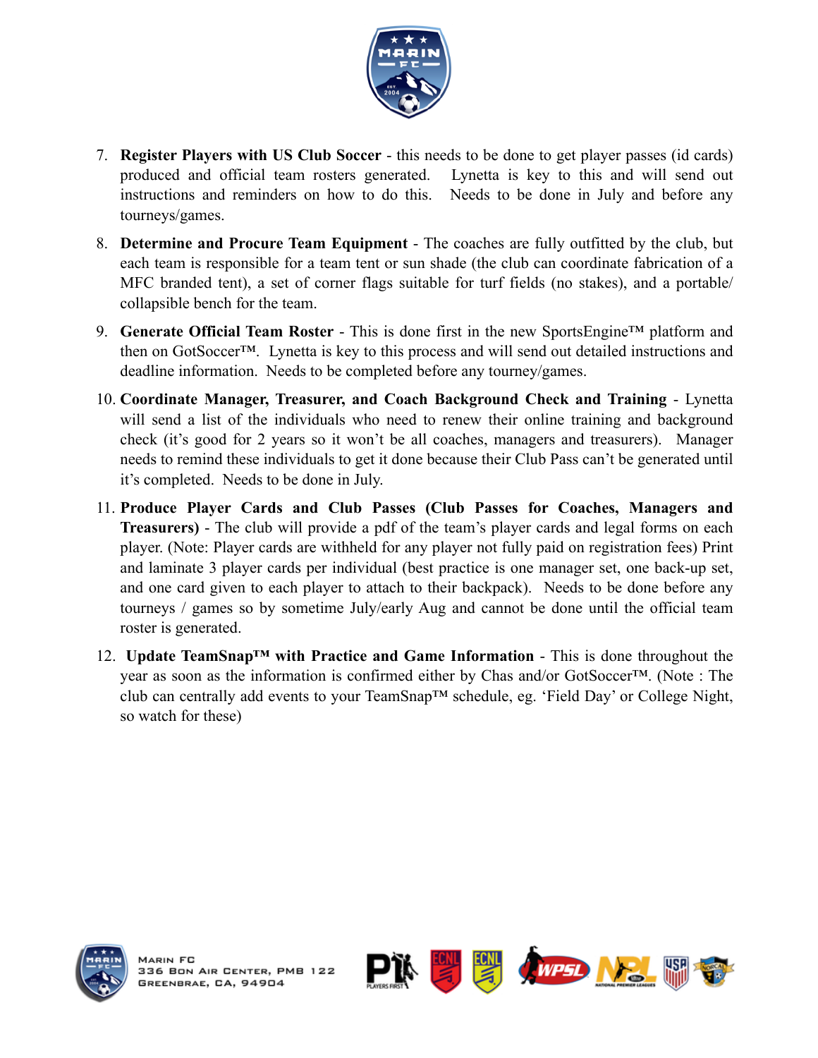7. **Register Players with US Club Soccer** - this needs to be done to get player passes (id cards) produced and official team rosters generated. Lynetta is key to this and will send out instructions and reminders on how to do this. Needs to be done in July and before any tourneys/games.

8. **Determine and Procure Team Equipment** - The coaches are fully outfitted by the club, but each team is responsible for a team tent or sun shade (the club can coordinate fabrication of a MFC branded tent), a set of corner flags suitable for turf fields (no stakes), and a portable/ collapsible bench for the team.

9. **Generate Official Team Roster** - This is done first in the new SportsEngine™ platform and then on GotSoccer™. Lynetta is key to this process and will send out detailed instructions and deadline information. Needs to be completed before any tourney/games.

10. **Coordinate Manager, Treasurer, and Coach Background Check and Training** - Lynetta will send a list of the individuals who need to renew their online training and background check (it's good for 2 years so it won't be all coaches, managers and treasurers). Manager needs to remind these individuals to get it done because their Club Pass can't be generated until it's completed. Needs to be done in July.

11. **Produce Player Cards and Club Passes (Club Passes for Coaches, Managers and Treasurers)** - The club will provide a pdf of the team's player cards and legal forms on each player. (Note: Player cards are withheld for any player not fully paid on registration fees) Print and laminate 3 player cards per individual (best practice is one manager set, one back-up set, and one card given to each player to attach to their backpack). Needs to be done before any tourneys / games so by sometime July/early Aug and cannot be done until the official team roster is generated.

12. **Update TeamSnap™ with Practice and Game Information** - This is done throughout the year as soon as the information is confirmed either by Chas and/or GotSoccer™. (Note : The club can centrally add events to your TeamSnap™ schedule, eg. 'Field Day' or College Night, so watch for these)

Marin FC
336 Bon Air Center, PMB 122
Greenbrae, CA, 94904